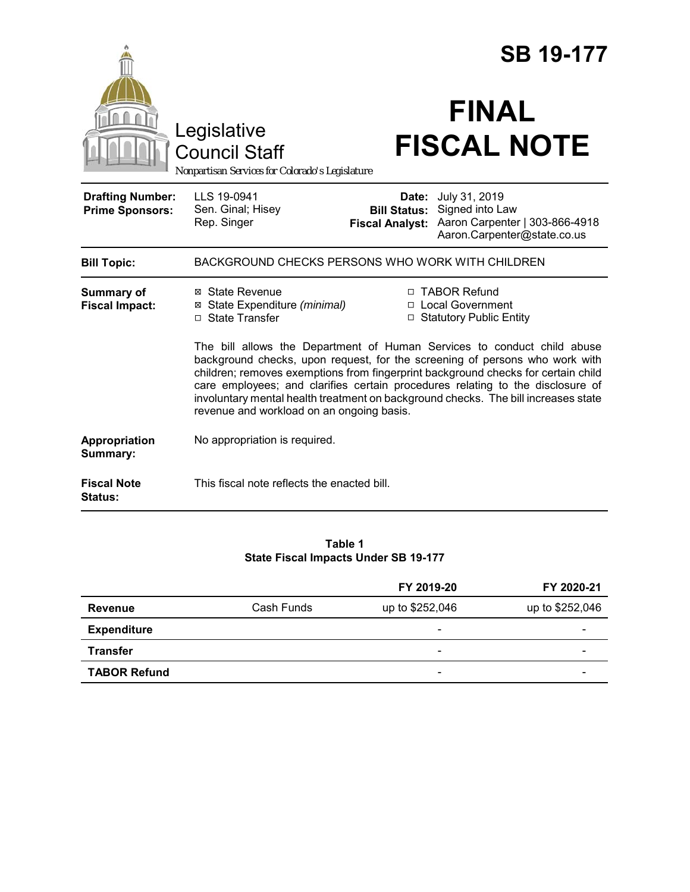# SB 19-177

Legislative Council Staff

*Nonpartisan Services for Colorado's Legislature*

# FINAL FISCAL NOTE

| | | | |
|---|---|---|---|
| **Drafting Number:** | LLS 19-0941 | **Date:** | July 31, 2019 |
| **Prime Sponsors:** | Sen. Ginal; Hisey<br>Rep. Singer | **Bill Status:** | Signed into Law |
| | | **Fiscal Analyst:** | Aaron Carpenter \| 303-866-4918<br>Aaron.Carpenter@state.co.us |

**Bill Topic:** BACKGROUND CHECKS PERSONS WHO WORK WITH CHILDREN

**Summary of Fiscal Impact:**

- ☒ State Revenue
- ☒ State Expenditure *(minimal)*
- ☐ State Transfer
- ☐ TABOR Refund
- ☐ Local Government
- ☐ Statutory Public Entity

The bill allows the Department of Human Services to conduct child abuse background checks, upon request, for the screening of persons who work with children; removes exemptions from fingerprint background checks for certain child care employees; and clarifies certain procedures relating to the disclosure of involuntary mental health treatment on background checks. The bill increases state revenue and workload on an ongoing basis.

**Appropriation Summary:** No appropriation is required.

**Fiscal Note Status:** This fiscal note reflects the enacted bill.

**Table 1**
**State Fiscal Impacts Under SB 19-177**

| | | FY 2019-20 | FY 2020-21 |
|---|---|---|---|
| **Revenue** | Cash Funds | up to $252,046 | up to $252,046 |
| **Expenditure** | | - | - |
| **Transfer** | | - | - |
| **TABOR Refund** | | - | - |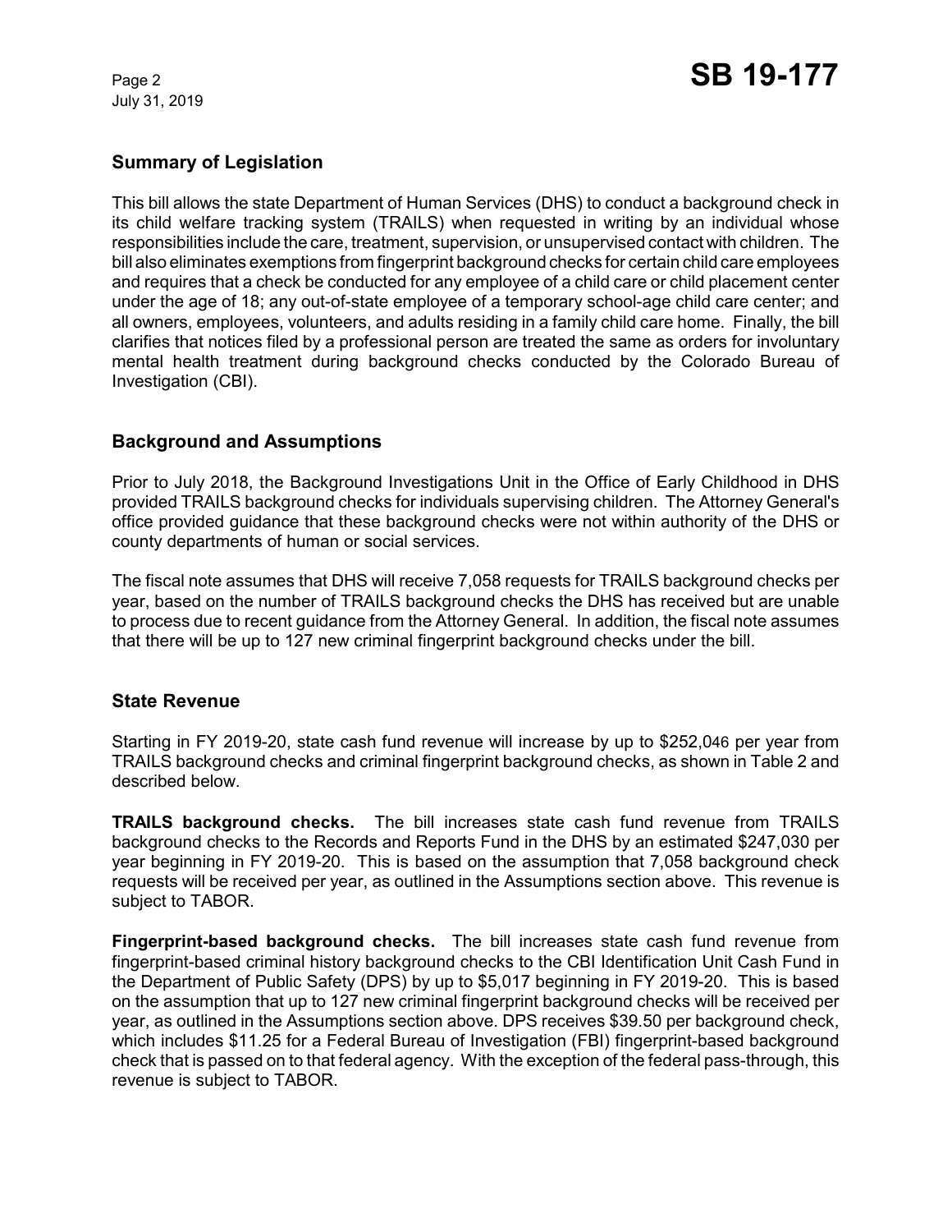## Summary of Legislation

This bill allows the state Department of Human Services (DHS) to conduct a background check in its child welfare tracking system (TRAILS) when requested in writing by an individual whose responsibilities include the care, treatment, supervision, or unsupervised contact with children. The bill also eliminates exemptions from fingerprint background checks for certain child care employees and requires that a check be conducted for any employee of a child care or child placement center under the age of 18; any out-of-state employee of a temporary school-age child care center; and all owners, employees, volunteers, and adults residing in a family child care home. Finally, the bill clarifies that notices filed by a professional person are treated the same as orders for involuntary mental health treatment during background checks conducted by the Colorado Bureau of Investigation (CBI).

## Background and Assumptions

Prior to July 2018, the Background Investigations Unit in the Office of Early Childhood in DHS provided TRAILS background checks for individuals supervising children. The Attorney General's office provided guidance that these background checks were not within authority of the DHS or county departments of human or social services.

The fiscal note assumes that DHS will receive 7,058 requests for TRAILS background checks per year, based on the number of TRAILS background checks the DHS has received but are unable to process due to recent guidance from the Attorney General. In addition, the fiscal note assumes that there will be up to 127 new criminal fingerprint background checks under the bill.

## State Revenue

Starting in FY 2019-20, state cash fund revenue will increase by up to $252,046 per year from TRAILS background checks and criminal fingerprint background checks, as shown in Table 2 and described below.

**TRAILS background checks.** The bill increases state cash fund revenue from TRAILS background checks to the Records and Reports Fund in the DHS by an estimated $247,030 per year beginning in FY 2019-20. This is based on the assumption that 7,058 background check requests will be received per year, as outlined in the Assumptions section above. This revenue is subject to TABOR.

**Fingerprint-based background checks.** The bill increases state cash fund revenue from fingerprint-based criminal history background checks to the CBI Identification Unit Cash Fund in the Department of Public Safety (DPS) by up to $5,017 beginning in FY 2019-20. This is based on the assumption that up to 127 new criminal fingerprint background checks will be received per year, as outlined in the Assumptions section above. DPS receives $39.50 per background check, which includes $11.25 for a Federal Bureau of Investigation (FBI) fingerprint-based background check that is passed on to that federal agency. With the exception of the federal pass-through, this revenue is subject to TABOR.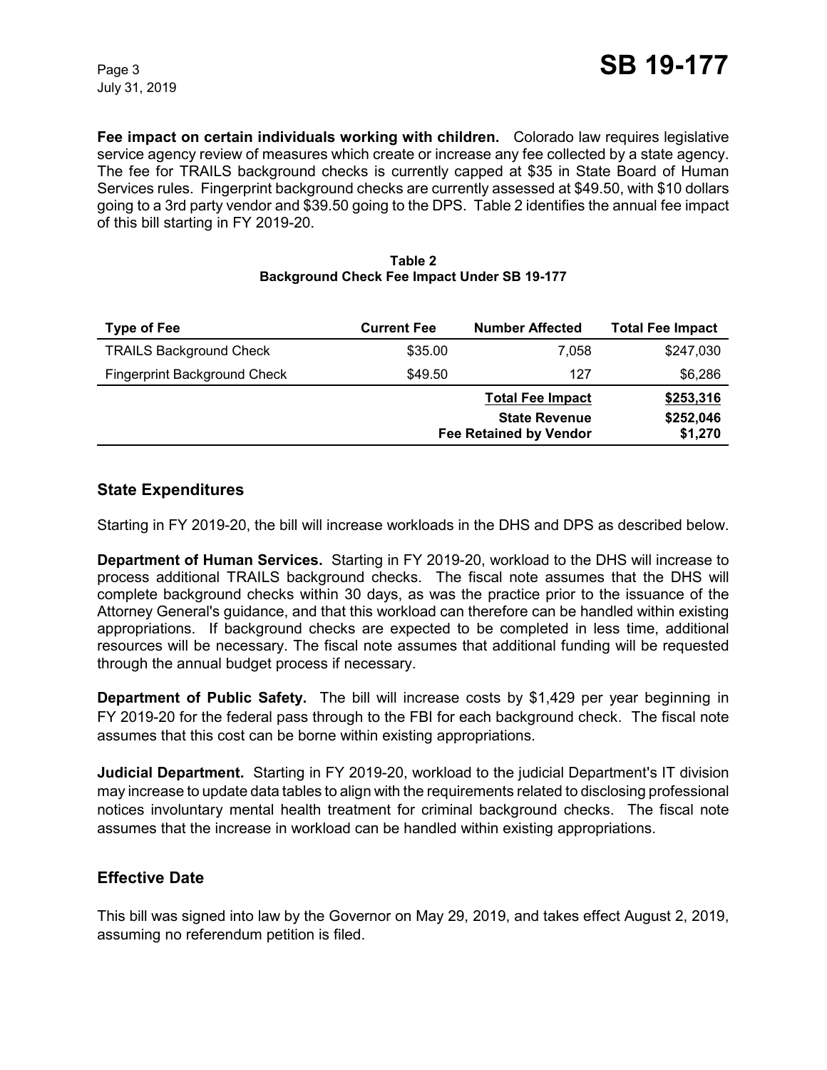**Fee impact on certain individuals working with children.** Colorado law requires legislative service agency review of measures which create or increase any fee collected by a state agency. The fee for TRAILS background checks is currently capped at $35 in State Board of Human Services rules. Fingerprint background checks are currently assessed at $49.50, with $10 dollars going to a 3rd party vendor and $39.50 going to the DPS. Table 2 identifies the annual fee impact of this bill starting in FY 2019-20.

**Table 2**
**Background Check Fee Impact Under SB 19-177**

| Type of Fee | Current Fee | Number Affected | Total Fee Impact |
|---|---|---|---|
| TRAILS Background Check | $35.00 | 7,058 | $247,030 |
| Fingerprint Background Check | $49.50 | 127 | $6,286 |
| | | **Total Fee Impact** | **$253,316** |
| | | **State Revenue** | **$252,046** |
| | | **Fee Retained by Vendor** | **$1,270** |

## State Expenditures

Starting in FY 2019-20, the bill will increase workloads in the DHS and DPS as described below.

**Department of Human Services.** Starting in FY 2019-20, workload to the DHS will increase to process additional TRAILS background checks. The fiscal note assumes that the DHS will complete background checks within 30 days, as was the practice prior to the issuance of the Attorney General's guidance, and that this workload can therefore can be handled within existing appropriations. If background checks are expected to be completed in less time, additional resources will be necessary. The fiscal note assumes that additional funding will be requested through the annual budget process if necessary.

**Department of Public Safety.** The bill will increase costs by $1,429 per year beginning in FY 2019-20 for the federal pass through to the FBI for each background check. The fiscal note assumes that this cost can be borne within existing appropriations.

**Judicial Department.** Starting in FY 2019-20, workload to the judicial Department's IT division may increase to update data tables to align with the requirements related to disclosing professional notices involuntary mental health treatment for criminal background checks. The fiscal note assumes that the increase in workload can be handled within existing appropriations.

## Effective Date

This bill was signed into law by the Governor on May 29, 2019, and takes effect August 2, 2019, assuming no referendum petition is filed.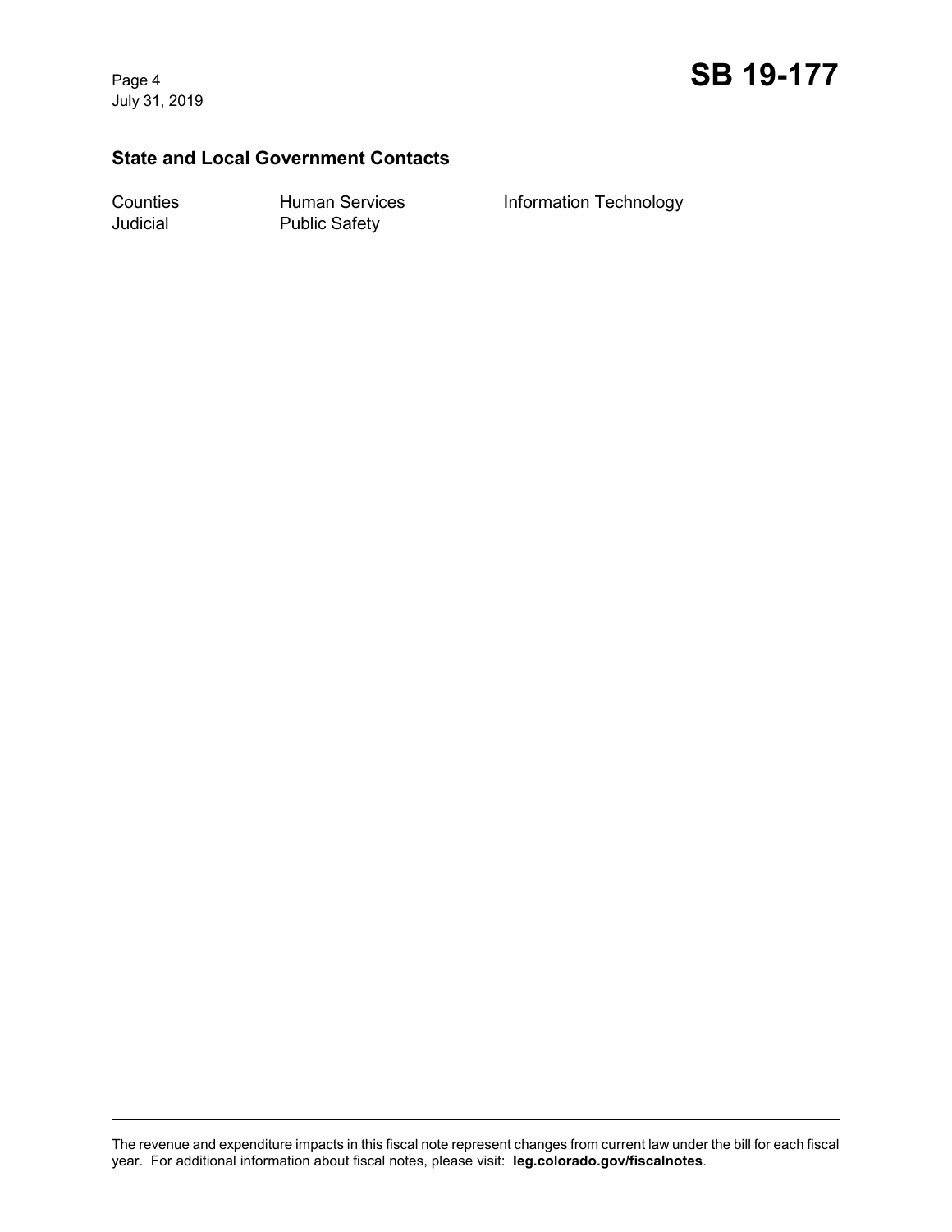## State and Local Government Contacts

| | | |
|---|---|---|
| Counties | Human Services | Information Technology |
| Judicial | Public Safety | |

The revenue and expenditure impacts in this fiscal note represent changes from current law under the bill for each fiscal year. For additional information about fiscal notes, please visit: **leg.colorado.gov/fiscalnotes**.